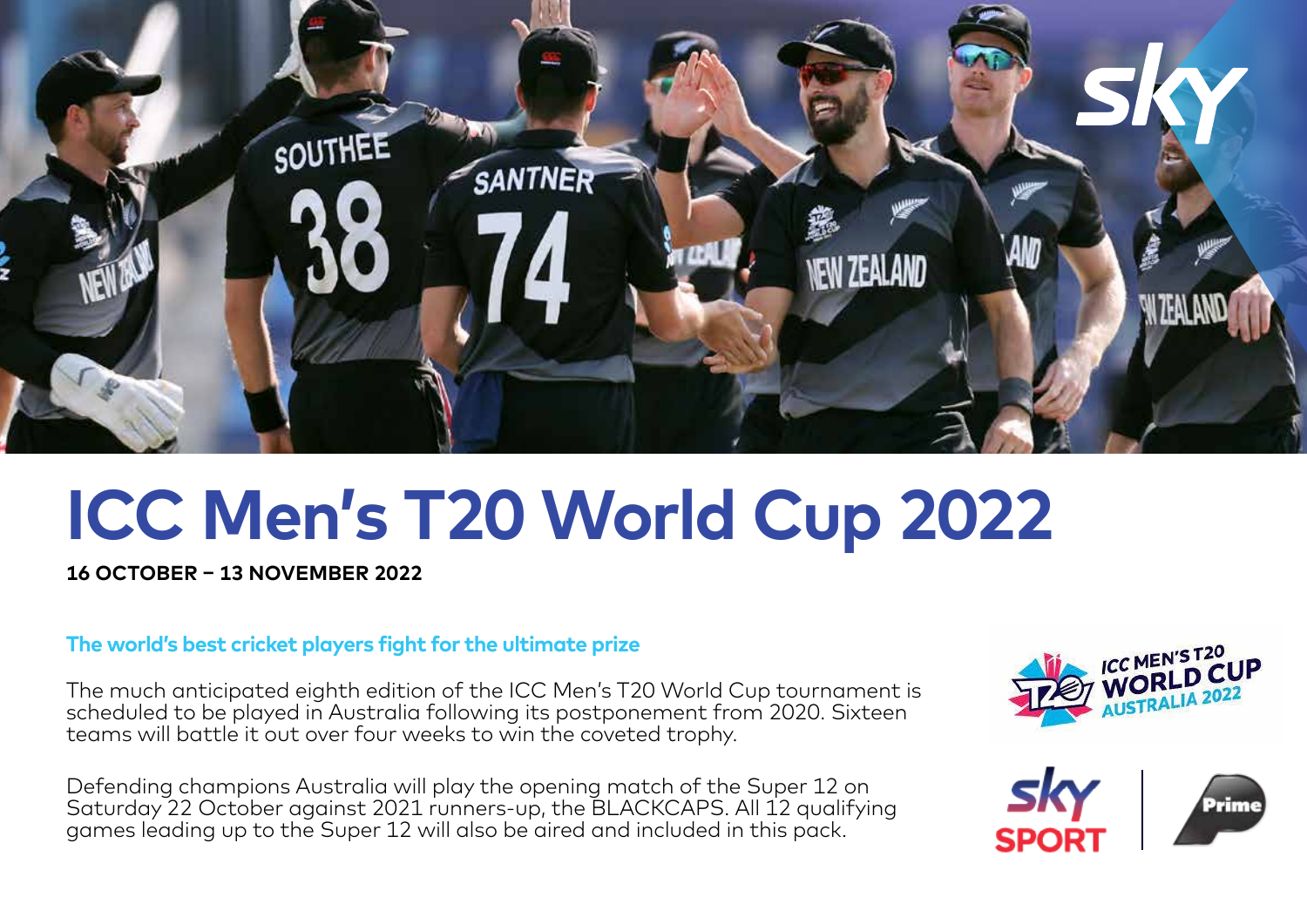# ICC Men's T20 World Cup 2022

**16 OCTOBER – 13 NOVEMBER 2022**

**The world's best cricket players fight for the ultimate prize**

The much anticipated eighth edition of the ICC Men's T20 World Cup tournament is scheduled to be played in Australia following its postponement from 2020. Sixteen teams will battle it out over four weeks to win the coveted trophy.

Defending champions Australia will play the opening match of the Super 12 on Saturday 22 October against 2021 runners-up, the BLACKCAPS. All 12 qualifying games leading up to the Super 12 will also be aired and included in this pack.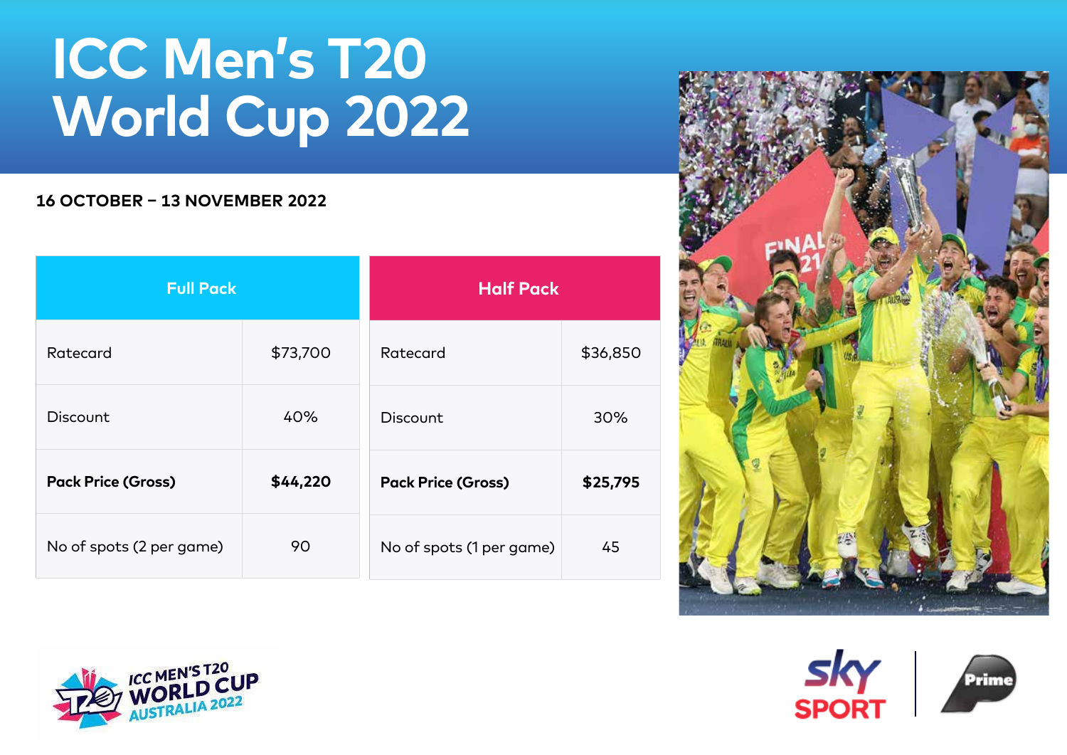# ICC Men's T20 World Cup 2022

**16 OCTOBER – 13 NOVEMBER 2022**

| Full Pack | |
|---|---|
| Ratecard | $73,700 |
| Discount | 40% |
| **Pack Price (Gross)** | **$44,220** |
| No of spots (2 per game) | 90 |

| Half Pack | |
|---|---|
| Ratecard | $36,850 |
| Discount | 30% |
| **Pack Price (Gross)** | **$25,795** |
| No of spots (1 per game) | 45 |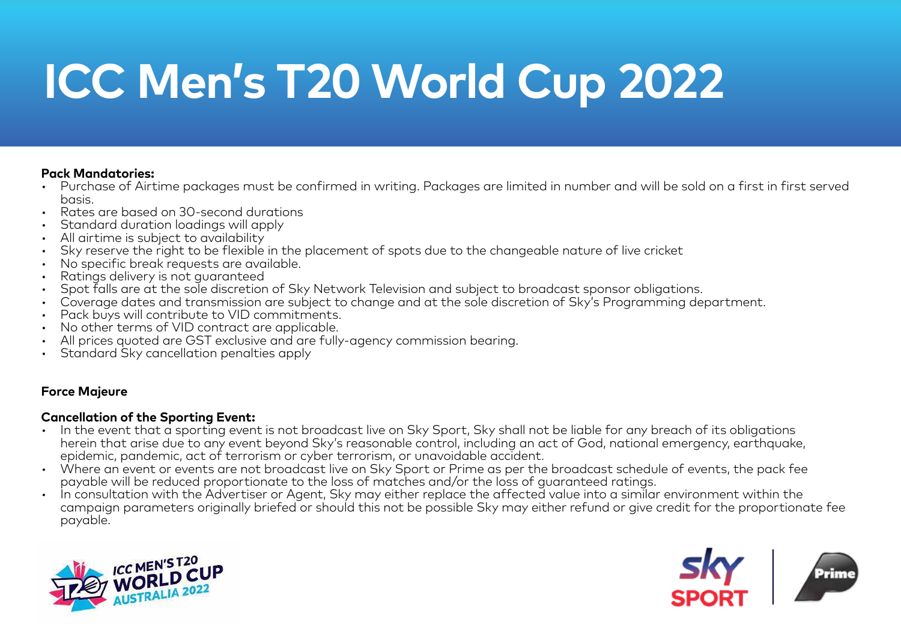# ICC Men's T20 World Cup 2022

**Pack Mandatories:**

- Purchase of Airtime packages must be confirmed in writing. Packages are limited in number and will be sold on a first in first served basis.
- Rates are based on 30-second durations
- Standard duration loadings will apply
- All airtime is subject to availability
- Sky reserve the right to be flexible in the placement of spots due to the changeable nature of live cricket
- No specific break requests are available.
- Ratings delivery is not guaranteed
- Spot falls are at the sole discretion of Sky Network Television and subject to broadcast sponsor obligations.
- Coverage dates and transmission are subject to change and at the sole discretion of Sky's Programming department.
- Pack buys will contribute to VID commitments.
- No other terms of VID contract are applicable.
- All prices quoted are GST exclusive and are fully-agency commission bearing.
- Standard Sky cancellation penalties apply

**Force Majeure**

**Cancellation of the Sporting Event:**

- In the event that a sporting event is not broadcast live on Sky Sport, Sky shall not be liable for any breach of its obligations herein that arise due to any event beyond Sky's reasonable control, including an act of God, national emergency, earthquake, epidemic, pandemic, act of terrorism or cyber terrorism, or unavoidable accident.
- Where an event or events are not broadcast live on Sky Sport or Prime as per the broadcast schedule of events, the pack fee payable will be reduced proportionate to the loss of matches and/or the loss of guaranteed ratings.
- In consultation with the Advertiser or Agent, Sky may either replace the affected value into a similar environment within the campaign parameters originally briefed or should this not be possible Sky may either refund or give credit for the proportionate fee payable.